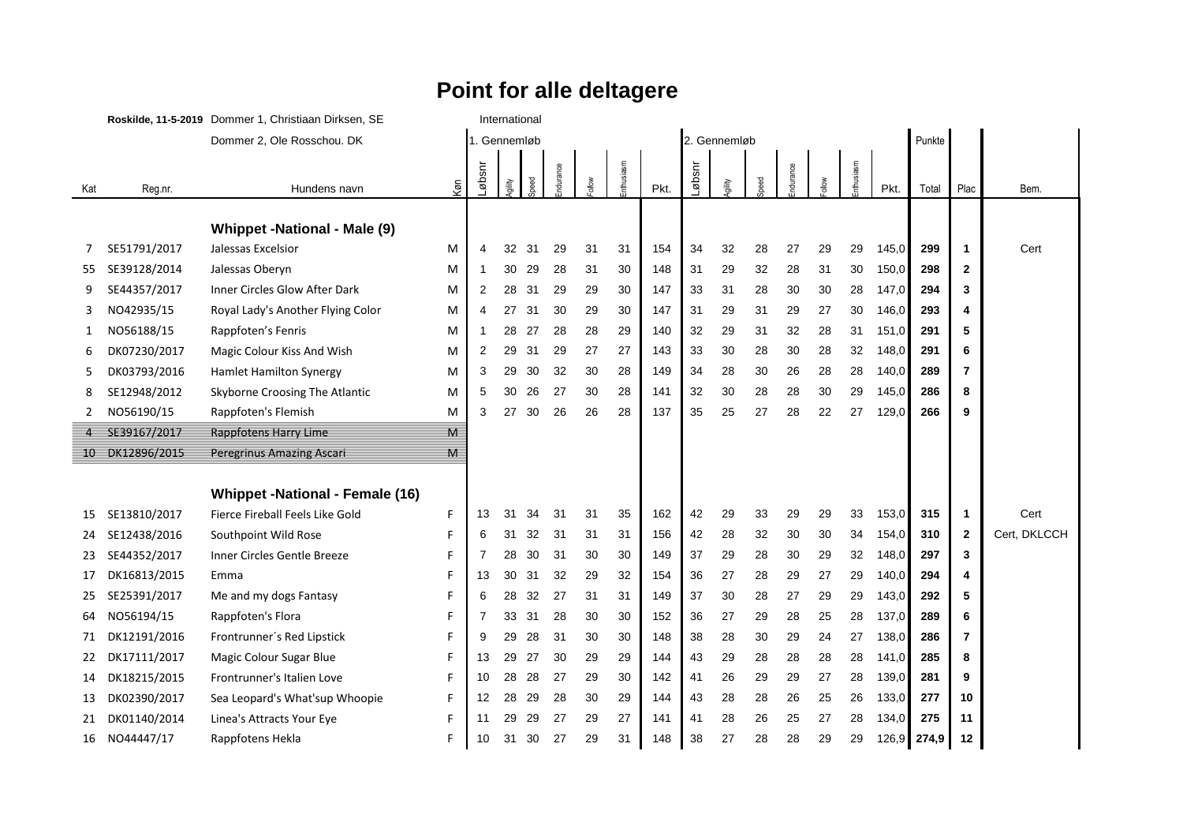# Point for alle deltagere

**Roskilde, 11-5-2019** Dommer 1, Christiaan Dirksen, SE — International

Dommer 2, Ole Rosschou. DK

| | | | | 1. Gennemløb | | | | | | | 2. Gennemløb | | | | | | | Punkte | | |
|---|---|---|---|---|---|---|---|---|---|---|---|---|---|---|---|---|---|---|---|---|
| Kat | Reg.nr. | Hundens navn | Køn | Løbsnr | Agility | Speed | Endurance | Follow | Enthusiasm | Pkt. | Løbsnr | Agility | Speed | Endurance | Follow | Enthusiasm | Pkt. | Total | Plac | Bem. |
| | | **Whippet -National - Male (9)** | | | | | | | | | | | | | | | | | | |
| 7 | SE51791/2017 | Jalessas Excelsior | M | 4 | 32 | 31 | 29 | 31 | 31 | 154 | 34 | 32 | 28 | 27 | 29 | 29 | 145,0 | **299** | **1** | Cert |
| 55 | SE39128/2014 | Jalessas Oberyn | M | 1 | 30 | 29 | 28 | 31 | 30 | 148 | 31 | 29 | 32 | 28 | 31 | 30 | 150,0 | **298** | **2** | |
| 9 | SE44357/2017 | Inner Circles Glow After Dark | M | 2 | 28 | 31 | 29 | 29 | 30 | 147 | 33 | 31 | 28 | 30 | 30 | 28 | 147,0 | **294** | **3** | |
| 3 | NO42935/15 | Royal Lady's Another Flying Color | M | 4 | 27 | 31 | 30 | 29 | 30 | 147 | 31 | 29 | 31 | 29 | 27 | 30 | 146,0 | **293** | **4** | |
| 1 | NO56188/15 | Rappfoten's Fenris | M | 1 | 28 | 27 | 28 | 28 | 29 | 140 | 32 | 29 | 31 | 32 | 28 | 31 | 151,0 | **291** | **5** | |
| 6 | DK07230/2017 | Magic Colour Kiss And Wish | M | 2 | 29 | 31 | 29 | 27 | 27 | 143 | 33 | 30 | 28 | 30 | 28 | 32 | 148,0 | **291** | **6** | |
| 5 | DK03793/2016 | Hamlet Hamilton Synergy | M | 3 | 29 | 30 | 32 | 30 | 28 | 149 | 34 | 28 | 30 | 26 | 28 | 28 | 140,0 | **289** | **7** | |
| 8 | SE12948/2012 | Skyborne Croosing The Atlantic | M | 5 | 30 | 26 | 27 | 30 | 28 | 141 | 32 | 30 | 28 | 28 | 30 | 29 | 145,0 | **286** | **8** | |
| 2 | NO56190/15 | Rappfoten's Flemish | M | 3 | 27 | 30 | 26 | 26 | 28 | 137 | 35 | 25 | 27 | 28 | 22 | 27 | 129,0 | **266** | **9** | |
| ~~4~~ | ~~SE39167/2017~~ | ~~Rappfotens Harry Lime~~ | ~~M~~ | | | | | | | | | | | | | | | | | |
| ~~10~~ | ~~DK12896/2015~~ | ~~Peregrinus Amazing Ascari~~ | ~~M~~ | | | | | | | | | | | | | | | | | |
| | | **Whippet -National - Female (16)** | | | | | | | | | | | | | | | | | | |
| 15 | SE13810/2017 | Fierce Fireball Feels Like Gold | F | 13 | 31 | 34 | 31 | 31 | 35 | 162 | 42 | 29 | 33 | 29 | 29 | 33 | 153,0 | **315** | **1** | Cert |
| 24 | SE12438/2016 | Southpoint Wild Rose | F | 6 | 31 | 32 | 31 | 31 | 31 | 156 | 42 | 28 | 32 | 30 | 30 | 34 | 154,0 | **310** | **2** | Cert, DKLCCH |
| 23 | SE44352/2017 | Inner Circles Gentle Breeze | F | 7 | 28 | 30 | 31 | 30 | 30 | 149 | 37 | 29 | 28 | 30 | 29 | 32 | 148,0 | **297** | **3** | |
| 17 | DK16813/2015 | Emma | F | 13 | 30 | 31 | 32 | 29 | 32 | 154 | 36 | 27 | 28 | 29 | 27 | 29 | 140,0 | **294** | **4** | |
| 25 | SE25391/2017 | Me and my dogs Fantasy | F | 6 | 28 | 32 | 27 | 31 | 31 | 149 | 37 | 30 | 28 | 27 | 29 | 29 | 143,0 | **292** | **5** | |
| 64 | NO56194/15 | Rappfoten's Flora | F | 7 | 33 | 31 | 28 | 30 | 30 | 152 | 36 | 27 | 29 | 28 | 25 | 28 | 137,0 | **289** | **6** | |
| 71 | DK12191/2016 | Frontrunner´s Red Lipstick | F | 9 | 29 | 28 | 31 | 30 | 30 | 148 | 38 | 28 | 30 | 29 | 24 | 27 | 138,0 | **286** | **7** | |
| 22 | DK17111/2017 | Magic Colour Sugar Blue | F | 13 | 29 | 27 | 30 | 29 | 29 | 144 | 43 | 29 | 28 | 28 | 28 | 28 | 141,0 | **285** | **8** | |
| 14 | DK18215/2015 | Frontrunner's Italien Love | F | 10 | 28 | 28 | 27 | 29 | 30 | 142 | 41 | 26 | 29 | 29 | 27 | 28 | 139,0 | **281** | **9** | |
| 13 | DK02390/2017 | Sea Leopard's What'sup Whoopie | F | 12 | 28 | 29 | 28 | 30 | 29 | 144 | 43 | 28 | 28 | 26 | 25 | 26 | 133,0 | **277** | **10** | |
| 21 | DK01140/2014 | Linea's Attracts Your Eye | F | 11 | 29 | 29 | 27 | 29 | 27 | 141 | 41 | 28 | 26 | 25 | 27 | 28 | 134,0 | **275** | **11** | |
| 16 | NO44447/17 | Rappfotens Hekla | F | 10 | 31 | 30 | 27 | 29 | 31 | 148 | 38 | 27 | 28 | 28 | 29 | 29 | 126,9 | **274,9** | **12** | |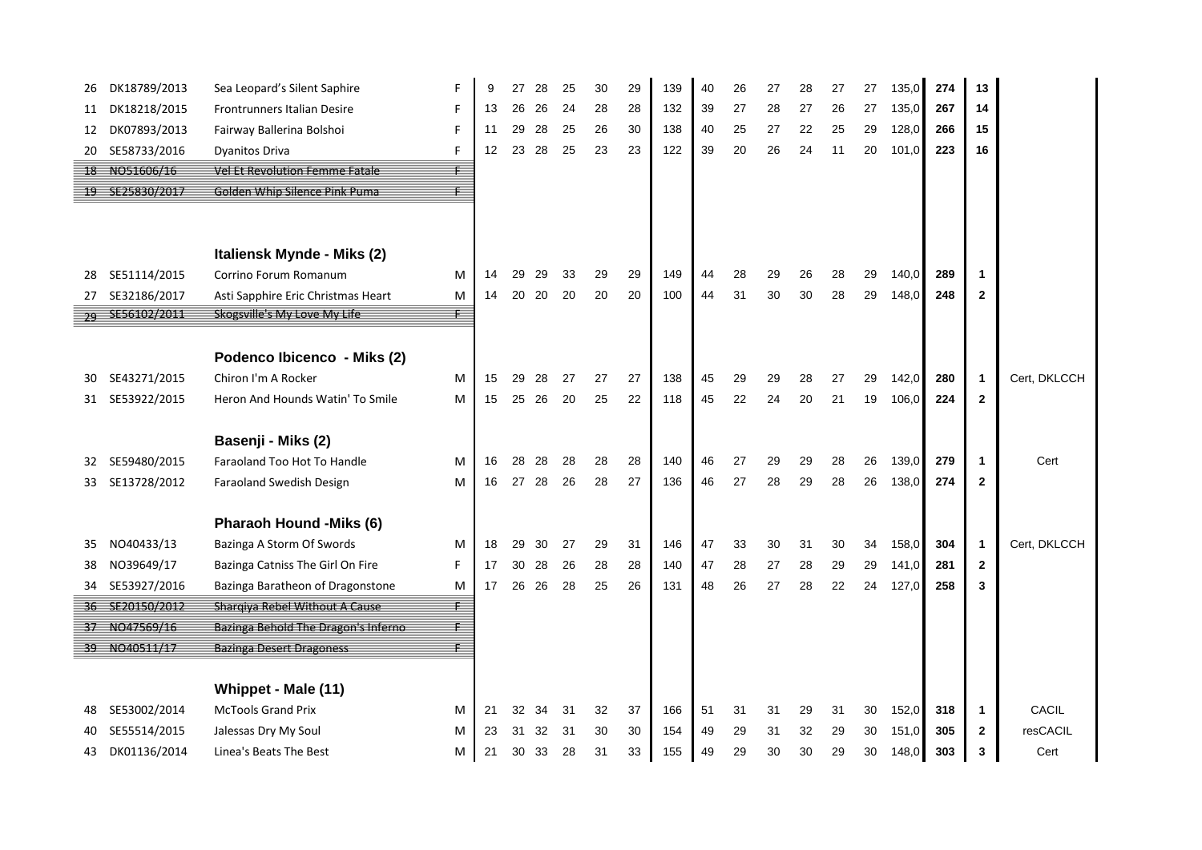| | | | | | | | | | | | | | | | | | | | | | |
|---|---|---|---|---|---|---|---|---|---|---|---|---|---|---|---|---|---|---|---|---|---|
| 26 | DK18789/2013 | Sea Leopard's Silent Saphire | F | 9 | 27 | 28 | 25 | 30 | 29 | 139 | 40 | 26 | 27 | 28 | 27 | 27 | 135,0 | **274** | **13** | |
| 11 | DK18218/2015 | Frontrunners Italian Desire | F | 13 | 26 | 26 | 24 | 28 | 28 | 132 | 39 | 27 | 28 | 27 | 26 | 27 | 135,0 | **267** | **14** | |
| 12 | DK07893/2013 | Fairway Ballerina Bolshoi | F | 11 | 29 | 28 | 25 | 26 | 30 | 138 | 40 | 25 | 27 | 22 | 25 | 29 | 128,0 | **266** | **15** | |
| 20 | SE58733/2016 | Dyanitos Driva | F | 12 | 23 | 28 | 25 | 23 | 23 | 122 | 39 | 20 | 26 | 24 | 11 | 20 | 101,0 | **223** | **16** | |
| ~~18~~ | ~~NO51606/16~~ | ~~Vel Et Revolution Femme Fatale~~ | ~~F~~ | | | | | | | | | | | | | | | | | |
| ~~19~~ | ~~SE25830/2017~~ | ~~Golden Whip Silence Pink Puma~~ | ~~F~~ | | | | | | | | | | | | | | | | | |
| | | **Italiensk Mynde - Miks (2)** | | | | | | | | | | | | | | | | | | |
| 28 | SE51114/2015 | Corrino Forum Romanum | M | 14 | 29 | 29 | 33 | 29 | 29 | 149 | 44 | 28 | 29 | 26 | 28 | 29 | 140,0 | **289** | **1** | |
| 27 | SE32186/2017 | Asti Sapphire Eric Christmas Heart | M | 14 | 20 | 20 | 20 | 20 | 20 | 100 | 44 | 31 | 30 | 30 | 28 | 29 | 148,0 | **248** | **2** | |
| ~~29~~ | ~~SE56102/2011~~ | ~~Skogsville's My Love My Life~~ | ~~F~~ | | | | | | | | | | | | | | | | | |
| | | **Podenco Ibicenco - Miks (2)** | | | | | | | | | | | | | | | | | | |
| 30 | SE43271/2015 | Chiron I'm A Rocker | M | 15 | 29 | 28 | 27 | 27 | 27 | 138 | 45 | 29 | 29 | 28 | 27 | 29 | 142,0 | **280** | **1** | Cert, DKLCCH |
| 31 | SE53922/2015 | Heron And Hounds Watin' To Smile | M | 15 | 25 | 26 | 20 | 25 | 22 | 118 | 45 | 22 | 24 | 20 | 21 | 19 | 106,0 | **224** | **2** | |
| | | **Basenji - Miks (2)** | | | | | | | | | | | | | | | | | | |
| 32 | SE59480/2015 | Faraoland Too Hot To Handle | M | 16 | 28 | 28 | 28 | 28 | 28 | 140 | 46 | 27 | 29 | 29 | 28 | 26 | 139,0 | **279** | **1** | Cert |
| 33 | SE13728/2012 | Faraoland Swedish Design | M | 16 | 27 | 28 | 26 | 28 | 27 | 136 | 46 | 27 | 28 | 29 | 28 | 26 | 138,0 | **274** | **2** | |
| | | **Pharaoh Hound -Miks (6)** | | | | | | | | | | | | | | | | | | |
| 35 | NO40433/13 | Bazinga A Storm Of Swords | M | 18 | 29 | 30 | 27 | 29 | 31 | 146 | 47 | 33 | 30 | 31 | 30 | 34 | 158,0 | **304** | **1** | Cert, DKLCCH |
| 38 | NO39649/17 | Bazinga Catniss The Girl On Fire | F | 17 | 30 | 28 | 26 | 28 | 28 | 140 | 47 | 28 | 27 | 28 | 29 | 29 | 141,0 | **281** | **2** | |
| 34 | SE53927/2016 | Bazinga Baratheon of Dragonstone | M | 17 | 26 | 26 | 28 | 25 | 26 | 131 | 48 | 26 | 27 | 28 | 22 | 24 | 127,0 | **258** | **3** | |
| ~~36~~ | ~~SE20150/2012~~ | ~~Sharqiya Rebel Without A Cause~~ | ~~F~~ | | | | | | | | | | | | | | | | | |
| ~~37~~ | ~~NO47569/16~~ | ~~Bazinga Behold The Dragon's Inferno~~ | ~~F~~ | | | | | | | | | | | | | | | | | |
| ~~39~~ | ~~NO40511/17~~ | ~~Bazinga Desert Dragoness~~ | ~~F~~ | | | | | | | | | | | | | | | | | |
| | | **Whippet - Male (11)** | | | | | | | | | | | | | | | | | | |
| 48 | SE53002/2014 | McTools Grand Prix | M | 21 | 32 | 34 | 31 | 32 | 37 | 166 | 51 | 31 | 31 | 29 | 31 | 30 | 152,0 | **318** | **1** | CACIL |
| 40 | SE55514/2015 | Jalessas Dry My Soul | M | 23 | 31 | 32 | 31 | 30 | 30 | 154 | 49 | 29 | 31 | 32 | 29 | 30 | 151,0 | **305** | **2** | resCACIL |
| 43 | DK01136/2014 | Linea's Beats The Best | M | 21 | 30 | 33 | 28 | 31 | 33 | 155 | 49 | 29 | 30 | 30 | 29 | 30 | 148,0 | **303** | **3** | Cert |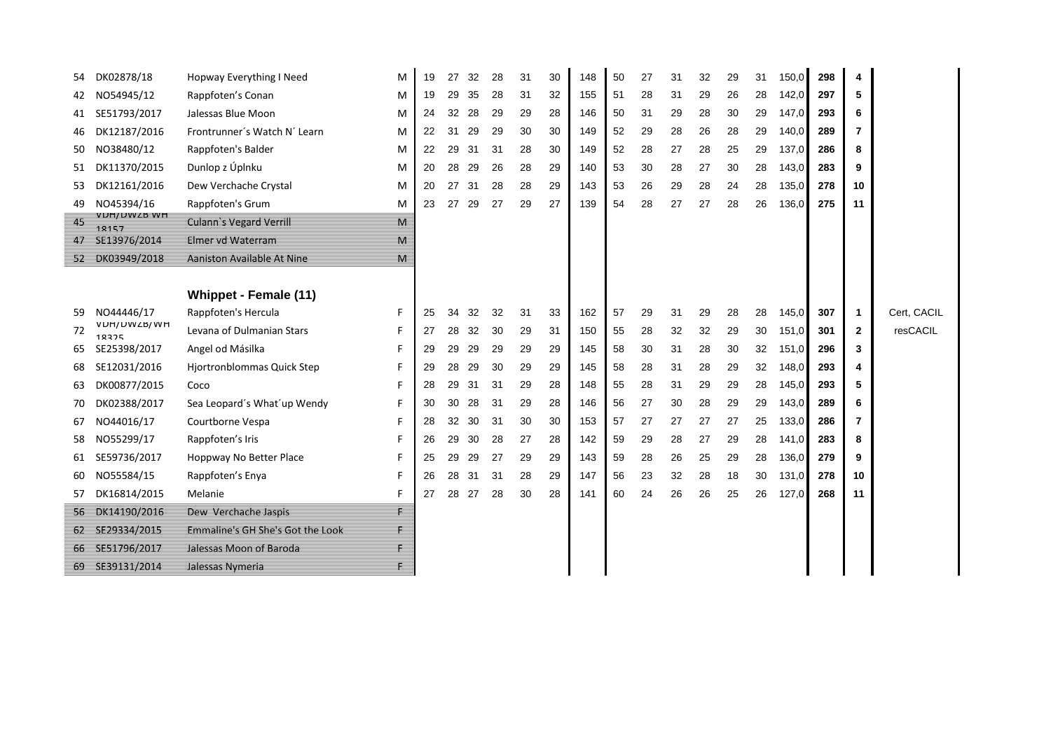| | | | | | | | | | | | | | | | | | | | | | | |
|---|---|---|---|---|---|---|---|---|---|---|---|---|---|---|---|---|---|---|---|---|---|---|
| 54 | DK02878/18 | Hopway Everything I Need | M | 19 | 27 | 32 | 28 | 31 | 30 | 148 | 50 | 27 | 31 | 32 | 29 | 31 | 150,0 | 298 | 4 | |
| 42 | NO54945/12 | Rappfoten's Conan | M | 19 | 29 | 35 | 28 | 31 | 32 | 155 | 51 | 28 | 31 | 29 | 26 | 28 | 142,0 | 297 | 5 | |
| 41 | SE51793/2017 | Jalessas Blue Moon | M | 24 | 32 | 28 | 29 | 29 | 28 | 146 | 50 | 31 | 29 | 28 | 30 | 29 | 147,0 | 293 | 6 | |
| 46 | DK12187/2016 | Frontrunner´s Watch N´ Learn | M | 22 | 31 | 29 | 29 | 30 | 30 | 149 | 52 | 29 | 28 | 26 | 28 | 29 | 140,0 | 289 | 7 | |
| 50 | NO38480/12 | Rappfoten's Balder | M | 22 | 29 | 31 | 31 | 28 | 30 | 149 | 52 | 28 | 27 | 28 | 25 | 29 | 137,0 | 286 | 8 | |
| 51 | DK11370/2015 | Dunlop z Úplnku | M | 20 | 28 | 29 | 26 | 28 | 29 | 140 | 53 | 30 | 28 | 27 | 30 | 28 | 143,0 | 283 | 9 | |
| 53 | DK12161/2016 | Dew Verchache Crystal | M | 20 | 27 | 31 | 28 | 28 | 29 | 143 | 53 | 26 | 29 | 28 | 24 | 28 | 135,0 | 278 | 10 | |
| 49 | NO45394/16 | Rappfoten's Grum | M | 23 | 27 | 29 | 27 | 29 | 27 | 139 | 54 | 28 | 27 | 27 | 28 | 26 | 136,0 | 275 | 11 | |
| ~~45~~ | ~~VDH/DWZB WH 18157~~ | ~~Culann`s Vegard Verrill~~ | ~~M~~ | | | | | | | | | | | | | | | | | |
| ~~47~~ | ~~SE13976/2014~~ | ~~Elmer vd Waterram~~ | ~~M~~ | | | | | | | | | | | | | | | | | |
| ~~52~~ | ~~DK03949/2018~~ | ~~Aaniston Available At Nine~~ | ~~M~~ | | | | | | | | | | | | | | | | | |

**Whippet - Female (11)**

| | | | | | | | | | | | | | | | | | | | | | |
|---|---|---|---|---|---|---|---|---|---|---|---|---|---|---|---|---|---|---|---|---|---|
| 59 | NO44446/17 | Rappfoten's Hercula | F | 25 | 34 | 32 | 32 | 31 | 33 | 162 | 57 | 29 | 31 | 29 | 28 | 28 | 145,0 | 307 | 1 | Cert, CACIL |
| 72 | VDH/DWZB/WH 18325 | Levana of Dulmanian Stars | F | 27 | 28 | 32 | 30 | 29 | 31 | 150 | 55 | 28 | 32 | 32 | 29 | 30 | 151,0 | 301 | 2 | resCACIL |
| 65 | SE25398/2017 | Angel od Másilka | F | 29 | 29 | 29 | 29 | 29 | 29 | 145 | 58 | 30 | 31 | 28 | 30 | 32 | 151,0 | 296 | 3 | |
| 68 | SE12031/2016 | Hjortronblommas Quick Step | F | 29 | 28 | 29 | 30 | 29 | 29 | 145 | 58 | 28 | 31 | 28 | 29 | 32 | 148,0 | 293 | 4 | |
| 63 | DK00877/2015 | Coco | F | 28 | 29 | 31 | 31 | 29 | 28 | 148 | 55 | 28 | 31 | 29 | 29 | 28 | 145,0 | 293 | 5 | |
| 70 | DK02388/2017 | Sea Leopard´s What´up Wendy | F | 30 | 30 | 28 | 31 | 29 | 28 | 146 | 56 | 27 | 30 | 28 | 29 | 29 | 143,0 | 289 | 6 | |
| 67 | NO44016/17 | Courtborne Vespa | F | 28 | 32 | 30 | 31 | 30 | 30 | 153 | 57 | 27 | 27 | 27 | 27 | 25 | 133,0 | 286 | 7 | |
| 58 | NO55299/17 | Rappfoten's Iris | F | 26 | 29 | 30 | 28 | 27 | 28 | 142 | 59 | 29 | 28 | 27 | 29 | 28 | 141,0 | 283 | 8 | |
| 61 | SE59736/2017 | Hoppway No Better Place | F | 25 | 29 | 29 | 27 | 29 | 29 | 143 | 59 | 28 | 26 | 25 | 29 | 28 | 136,0 | 279 | 9 | |
| 60 | NO55584/15 | Rappfoten's Enya | F | 26 | 28 | 31 | 31 | 28 | 29 | 147 | 56 | 23 | 32 | 28 | 18 | 30 | 131,0 | 278 | 10 | |
| 57 | DK16814/2015 | Melanie | F | 27 | 28 | 27 | 28 | 30 | 28 | 141 | 60 | 24 | 26 | 26 | 25 | 26 | 127,0 | 268 | 11 | |
| ~~56~~ | ~~DK14190/2016~~ | ~~Dew Verchache Jaspis~~ | ~~F~~ | | | | | | | | | | | | | | | | | |
| ~~62~~ | ~~SE29334/2015~~ | ~~Emmaline's GH She's Got the Look~~ | ~~F~~ | | | | | | | | | | | | | | | | | |
| ~~66~~ | ~~SE51796/2017~~ | ~~Jalessas Moon of Baroda~~ | ~~F~~ | | | | | | | | | | | | | | | | | |
| ~~69~~ | ~~SE39131/2014~~ | ~~Jalessas Nymeria~~ | ~~F~~ | | | | | | | | | | | | | | | | | |